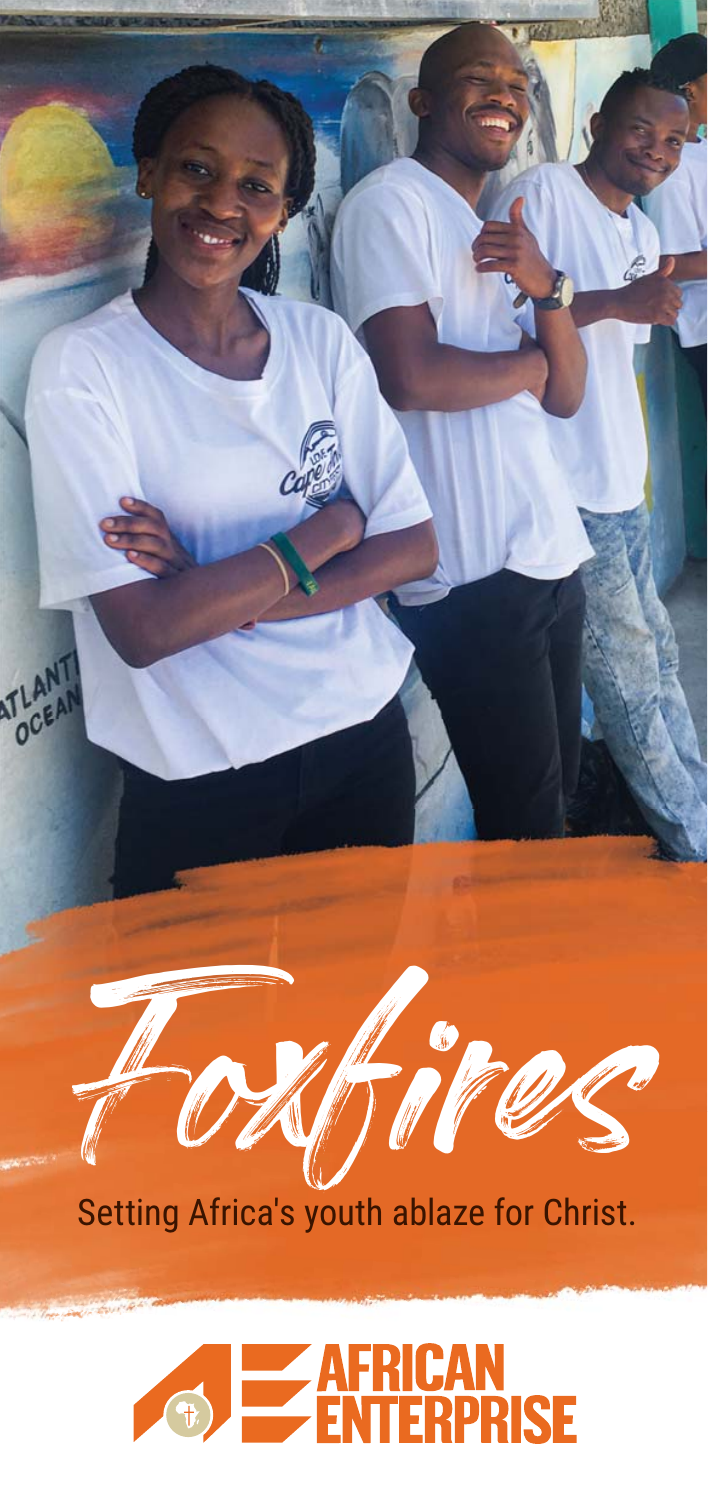# Foxfires

Setting Africa's youth ablaze for Christ.

AFRICAN ENTERPRISE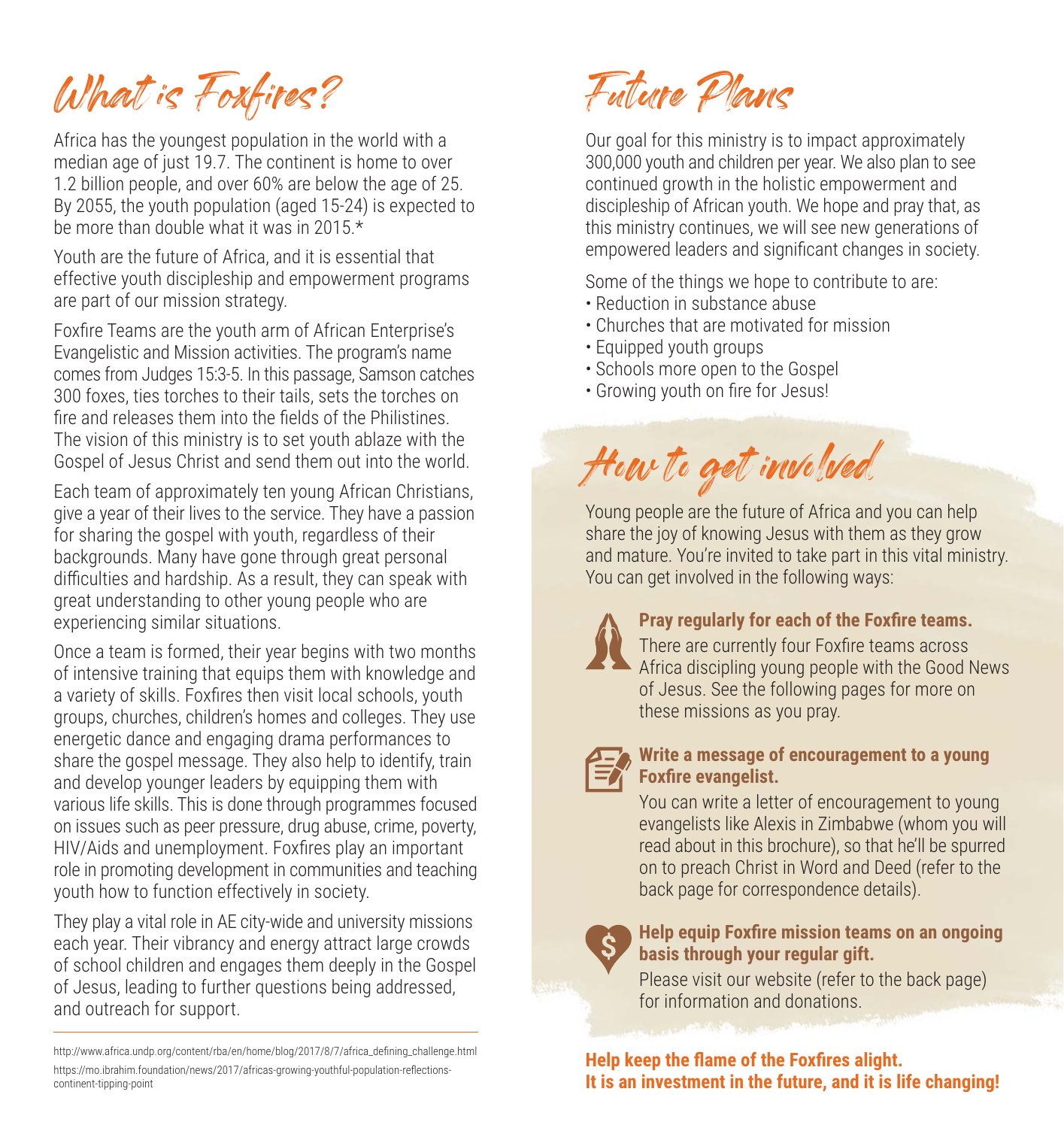# What is Foxfires?

Africa has the youngest population in the world with a median age of just 19.7. The continent is home to over 1.2 billion people, and over 60% are below the age of 25. By 2055, the youth population (aged 15-24) is expected to be more than double what it was in 2015.*

Youth are the future of Africa, and it is essential that effective youth discipleship and empowerment programs are part of our mission strategy.

Foxfire Teams are the youth arm of African Enterprise's Evangelistic and Mission activities. The program's name comes from Judges 15:3-5. In this passage, Samson catches 300 foxes, ties torches to their tails, sets the torches on fire and releases them into the fields of the Philistines. The vision of this ministry is to set youth ablaze with the Gospel of Jesus Christ and send them out into the world.

Each team of approximately ten young African Christians, give a year of their lives to the service. They have a passion for sharing the gospel with youth, regardless of their backgrounds. Many have gone through great personal difficulties and hardship. As a result, they can speak with great understanding to other young people who are experiencing similar situations.

Once a team is formed, their year begins with two months of intensive training that equips them with knowledge and a variety of skills. Foxfires then visit local schools, youth groups, churches, children's homes and colleges. They use energetic dance and engaging drama performances to share the gospel message. They also help to identify, train and develop younger leaders by equipping them with various life skills. This is done through programmes focused on issues such as peer pressure, drug abuse, crime, poverty, HIV/Aids and unemployment. Foxfires play an important role in promoting development in communities and teaching youth how to function effectively in society.

They play a vital role in AE city-wide and university missions each year. Their vibrancy and energy attract large crowds of school children and engages them deeply in the Gospel of Jesus, leading to further questions being addressed, and outreach for support.

http://www.africa.undp.org/content/rba/en/home/blog/2017/8/7/africa_defining_challenge.html
https://mo.ibrahim.foundation/news/2017/africas-growing-youthful-population-reflections-continent-tipping-point

# Future Plans

Our goal for this ministry is to impact approximately 300,000 youth and children per year. We also plan to see continued growth in the holistic empowerment and discipleship of African youth. We hope and pray that, as this ministry continues, we will see new generations of empowered leaders and significant changes in society.

Some of the things we hope to contribute to are:

- Reduction in substance abuse
- Churches that are motivated for mission
- Equipped youth groups
- Schools more open to the Gospel
- Growing youth on fire for Jesus!

# How to get involved

Young people are the future of Africa and you can help share the joy of knowing Jesus with them as they grow and mature. You're invited to take part in this vital ministry. You can get involved in the following ways:

**Pray regularly for each of the Foxfire teams.**

There are currently four Foxfire teams across Africa discipling young people with the Good News of Jesus. See the following pages for more on these missions as you pray.

**Write a message of encouragement to a young Foxfire evangelist.**

You can write a letter of encouragement to young evangelists like Alexis in Zimbabwe (whom you will read about in this brochure), so that he'll be spurred on to preach Christ in Word and Deed (refer to the back page for correspondence details).

**Help equip Foxfire mission teams on an ongoing basis through your regular gift.**

Please visit our website (refer to the back page) for information and donations.

**Help keep the flame of the Foxfires alight.**
**It is an investment in the future, and it is life changing!**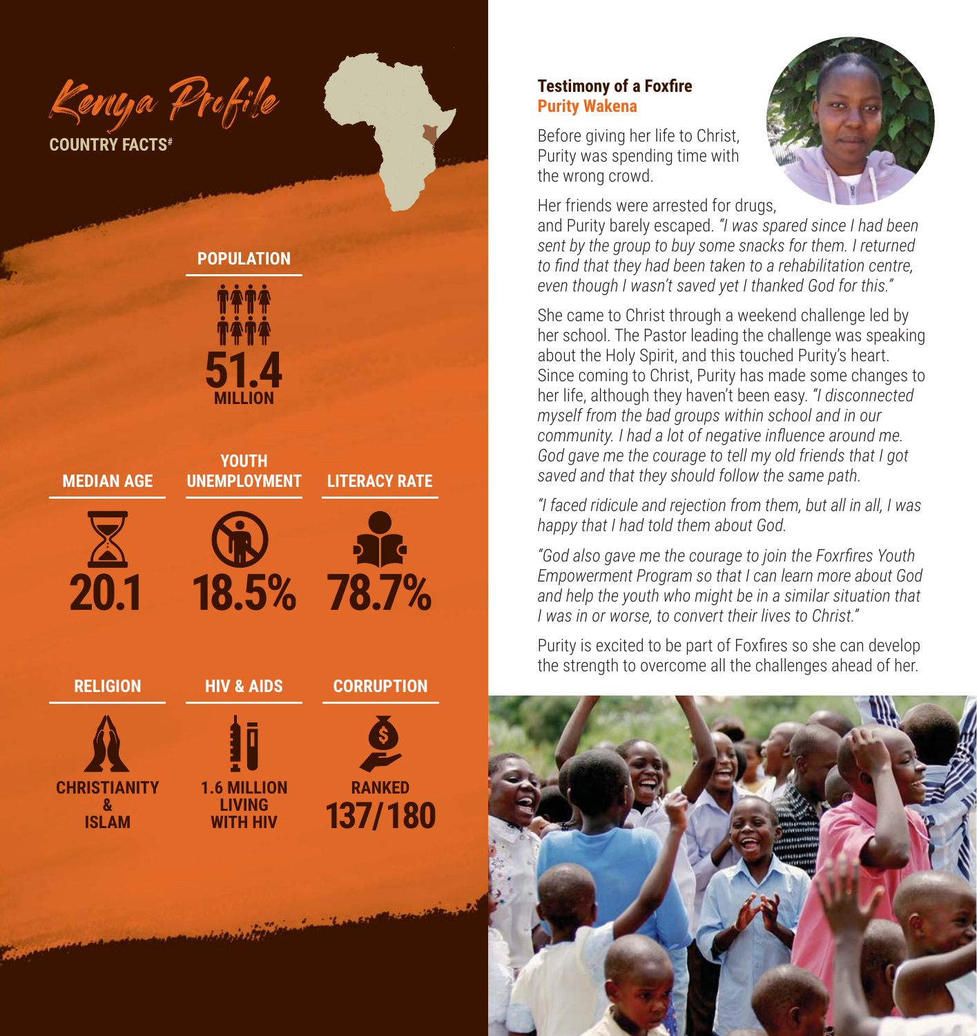# Kenya Profile

## COUNTRY FACTS#

**POPULATION**

51.4 MILLION

**MEDIAN AGE**

20.1

**YOUTH UNEMPLOYMENT**

18.5%

**LITERACY RATE**

78.7%

**RELIGION**

CHRISTIANITY & ISLAM

**HIV & AIDS**

1.6 MILLION LIVING WITH HIV

**CORRUPTION**

RANKED 137/180

### Testimony of a Foxfire
### Purity Wakena

Before giving her life to Christ, Purity was spending time with the wrong crowd.

Her friends were arrested for drugs, and Purity barely escaped. *"I was spared since I had been sent by the group to buy some snacks for them. I returned to find that they had been taken to a rehabilitation centre, even though I wasn't saved yet I thanked God for this."*

She came to Christ through a weekend challenge led by her school. The Pastor leading the challenge was speaking about the Holy Spirit, and this touched Purity's heart. Since coming to Christ, Purity has made some changes to her life, although they haven't been easy. *"I disconnected myself from the bad groups within school and in our community. I had a lot of negative influence around me. God gave me the courage to tell my old friends that I got saved and that they should follow the same path.*

*"I faced ridicule and rejection from them, but all in all, I was happy that I had told them about God.*

*"God also gave me the courage to join the Foxrfires Youth Empowerment Program so that I can learn more about God and help the youth who might be in a similar situation that I was in or worse, to convert their lives to Christ."*

Purity is excited to be part of Foxfires so she can develop the strength to overcome all the challenges ahead of her.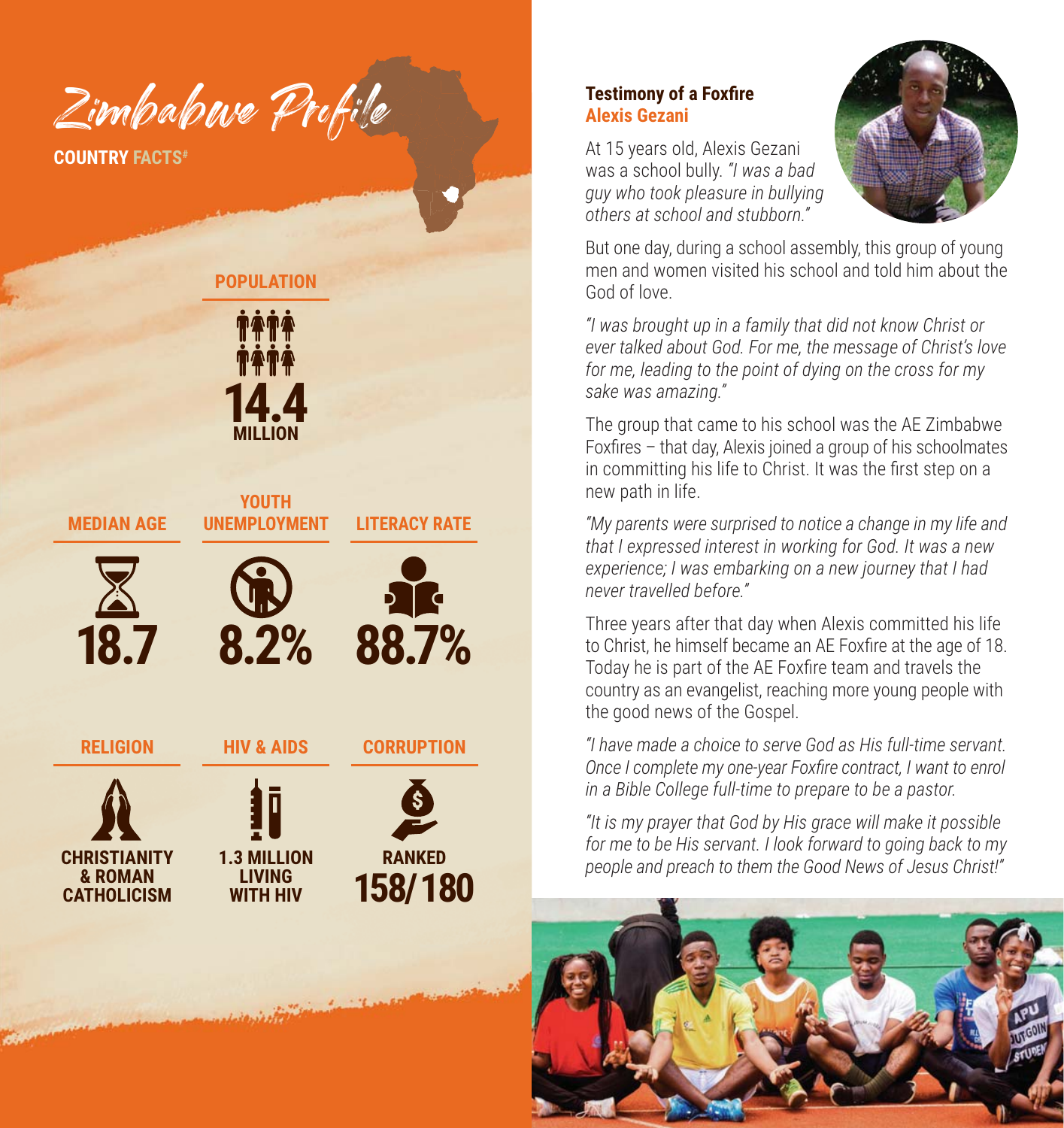# Zimbabwe Profile

**COUNTRY FACTS#**

## POPULATION

**14.4 MILLION**

## MEDIAN AGE

**18.7**

## YOUTH UNEMPLOYMENT

**8.2%**

## LITERACY RATE

**88.7%**

## RELIGION

**CHRISTIANITY & ROMAN CATHOLICISM**

## HIV & AIDS

**1.3 MILLION LIVING WITH HIV**

## CORRUPTION

**RANKED 158/180**

## Testimony of a Foxfire
### Alexis Gezani

At 15 years old, Alexis Gezani was a school bully. *"I was a bad guy who took pleasure in bullying others at school and stubborn."*

But one day, during a school assembly, this group of young men and women visited his school and told him about the God of love.

*"I was brought up in a family that did not know Christ or ever talked about God. For me, the message of Christ's love for me, leading to the point of dying on the cross for my sake was amazing."*

The group that came to his school was the AE Zimbabwe Foxfires – that day, Alexis joined a group of his schoolmates in committing his life to Christ. It was the first step on a new path in life.

*"My parents were surprised to notice a change in my life and that I expressed interest in working for God. It was a new experience; I was embarking on a new journey that I had never travelled before."*

Three years after that day when Alexis committed his life to Christ, he himself became an AE Foxfire at the age of 18. Today he is part of the AE Foxfire team and travels the country as an evangelist, reaching more young people with the good news of the Gospel.

*"I have made a choice to serve God as His full-time servant. Once I complete my one-year Foxfire contract, I want to enrol in a Bible College full-time to prepare to be a pastor.*

*"It is my prayer that God by His grace will make it possible for me to be His servant. I look forward to going back to my people and preach to them the Good News of Jesus Christ!"*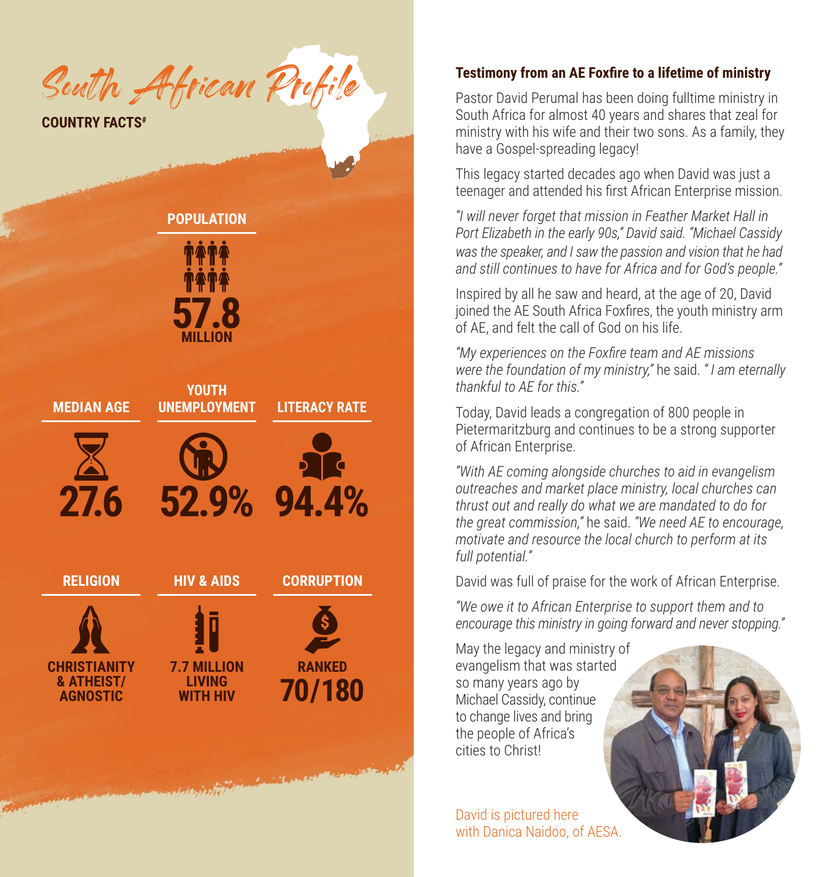# South African Profile

**COUNTRY FACTS#**

**POPULATION**

**57.8 MILLION**

**MEDIAN AGE**

**27.6**

**YOUTH UNEMPLOYMENT**

**52.9%**

**LITERACY RATE**

**94.4%**

**RELIGION**

**CHRISTIANITY & ATHEIST/ AGNOSTIC**

**HIV & AIDS**

**7.7 MILLION LIVING WITH HIV**

**CORRUPTION**

**RANKED 70/180**

## Testimony from an AE Foxfire to a lifetime of ministry

Pastor David Perumal has been doing fulltime ministry in South Africa for almost 40 years and shares that zeal for ministry with his wife and their two sons. As a family, they have a Gospel-spreading legacy!

This legacy started decades ago when David was just a teenager and attended his first African Enterprise mission.

*"I will never forget that mission in Feather Market Hall in Port Elizabeth in the early 90s," David said. "Michael Cassidy was the speaker, and I saw the passion and vision that he had and still continues to have for Africa and for God's people."*

Inspired by all he saw and heard, at the age of 20, David joined the AE South Africa Foxfires, the youth ministry arm of AE, and felt the call of God on his life.

*"My experiences on the Foxfire team and AE missions were the foundation of my ministry,"* he said. *" I am eternally thankful to AE for this."*

Today, David leads a congregation of 800 people in Pietermaritzburg and continues to be a strong supporter of African Enterprise.

*"With AE coming alongside churches to aid in evangelism outreaches and market place ministry, local churches can thrust out and really do what we are mandated to do for the great commission,"* he said. *"We need AE to encourage, motivate and resource the local church to perform at its full potential."*

David was full of praise for the work of African Enterprise.

*"We owe it to African Enterprise to support them and to encourage this ministry in going forward and never stopping."*

May the legacy and ministry of evangelism that was started so many years ago by Michael Cassidy, continue to change lives and bring the people of Africa's cities to Christ!

David is pictured here with Danica Naidoo, of AESA.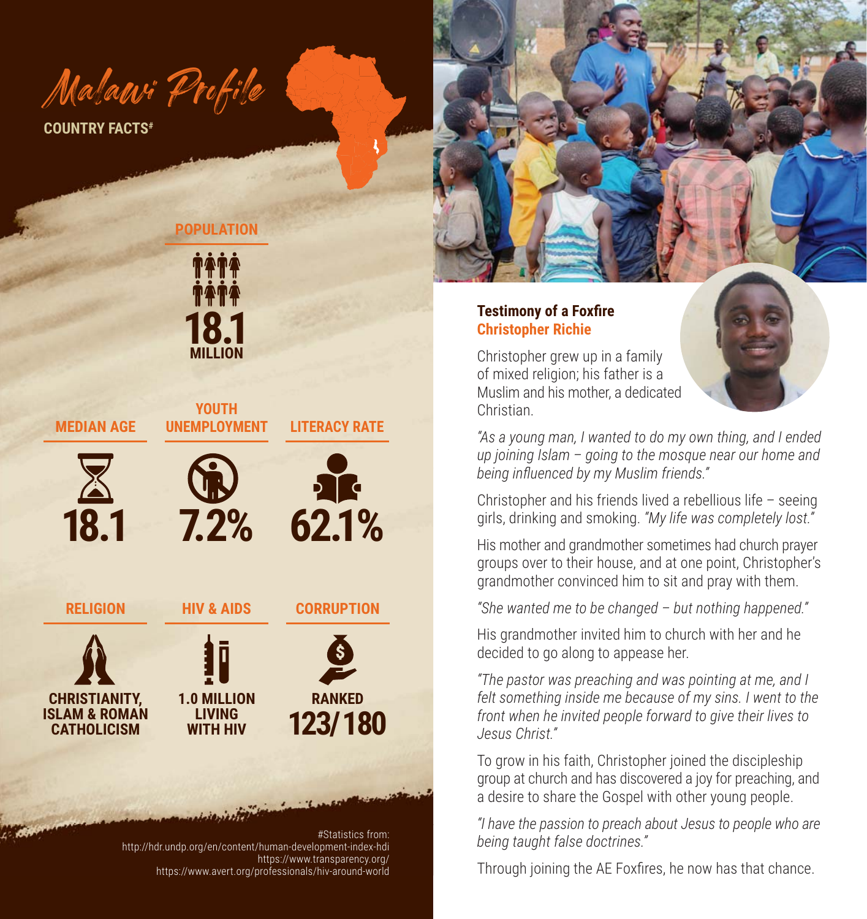# Malawi Profile

**COUNTRY FACTS#**

## POPULATION

**18.1 MILLION**

## MEDIAN AGE

**18.1**

## YOUTH UNEMPLOYMENT

**7.2%**

## LITERACY RATE

**62.1%**

## RELIGION

**CHRISTIANITY, ISLAM & ROMAN CATHOLICISM**

## HIV & AIDS

**1.0 MILLION LIVING WITH HIV**

## CORRUPTION

**RANKED 123/180**

#Statistics from:
http://hdr.undp.org/en/content/human-development-index-hdi
https://www.transparency.org/
https://www.avert.org/professionals/hiv-around-world

### Testimony of a Foxfire
### Christopher Richie

Christopher grew up in a family of mixed religion; his father is a Muslim and his mother, a dedicated Christian.

*"As a young man, I wanted to do my own thing, and I ended up joining Islam – going to the mosque near our home and being influenced by my Muslim friends."*

Christopher and his friends lived a rebellious life – seeing girls, drinking and smoking. *"My life was completely lost."*

His mother and grandmother sometimes had church prayer groups over to their house, and at one point, Christopher's grandmother convinced him to sit and pray with them.

*"She wanted me to be changed – but nothing happened."*

His grandmother invited him to church with her and he decided to go along to appease her.

*"The pastor was preaching and was pointing at me, and I felt something inside me because of my sins. I went to the front when he invited people forward to give their lives to Jesus Christ."*

To grow in his faith, Christopher joined the discipleship group at church and has discovered a joy for preaching, and a desire to share the Gospel with other young people.

*"I have the passion to preach about Jesus to people who are being taught false doctrines."*

Through joining the AE Foxfires, he now has that chance.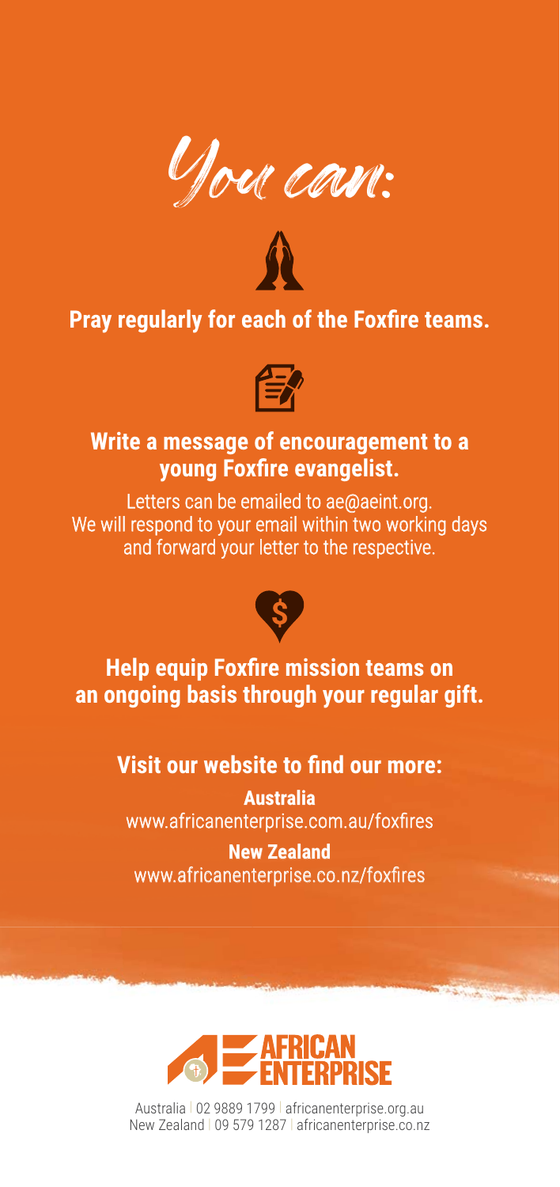# You can:

**Pray regularly for each of the Foxfire teams.**

**Write a message of encouragement to a young Foxfire evangelist.**

Letters can be emailed to ae@aeint.org. We will respond to your email within two working days and forward your letter to the respective.

**Help equip Foxfire mission teams on an ongoing basis through your regular gift.**

## Visit our website to find our more:

**Australia**
www.africanenterprise.com.au/foxfires

**New Zealand**
www.africanenterprise.co.nz/foxfires

AFRICAN ENTERPRISE

Australia | 02 9889 1799 | africanenterprise.org.au
New Zealand | 09 579 1287 | africanenterprise.co.nz